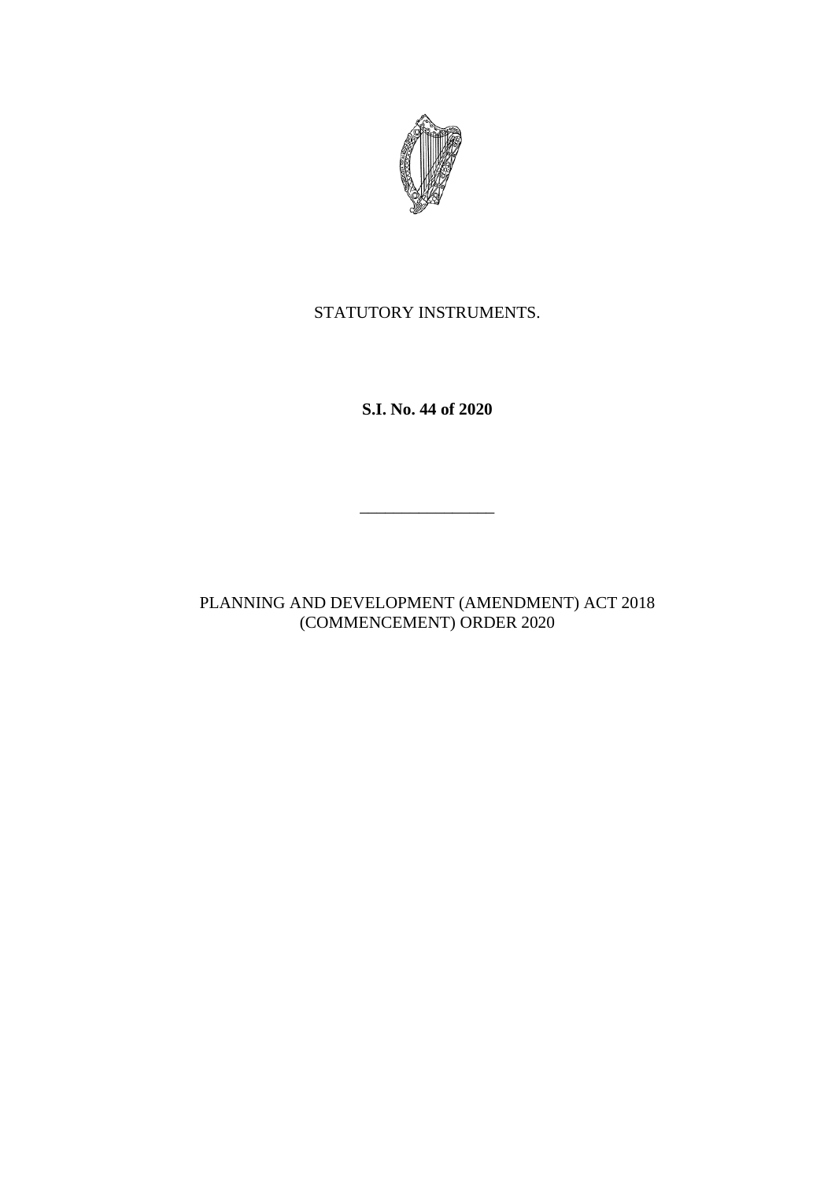STATUTORY INSTRUMENTS.

**S.I. No. 44 of 2020**

---

PLANNING AND DEVELOPMENT (AMENDMENT) ACT 2018 (COMMENCEMENT) ORDER 2020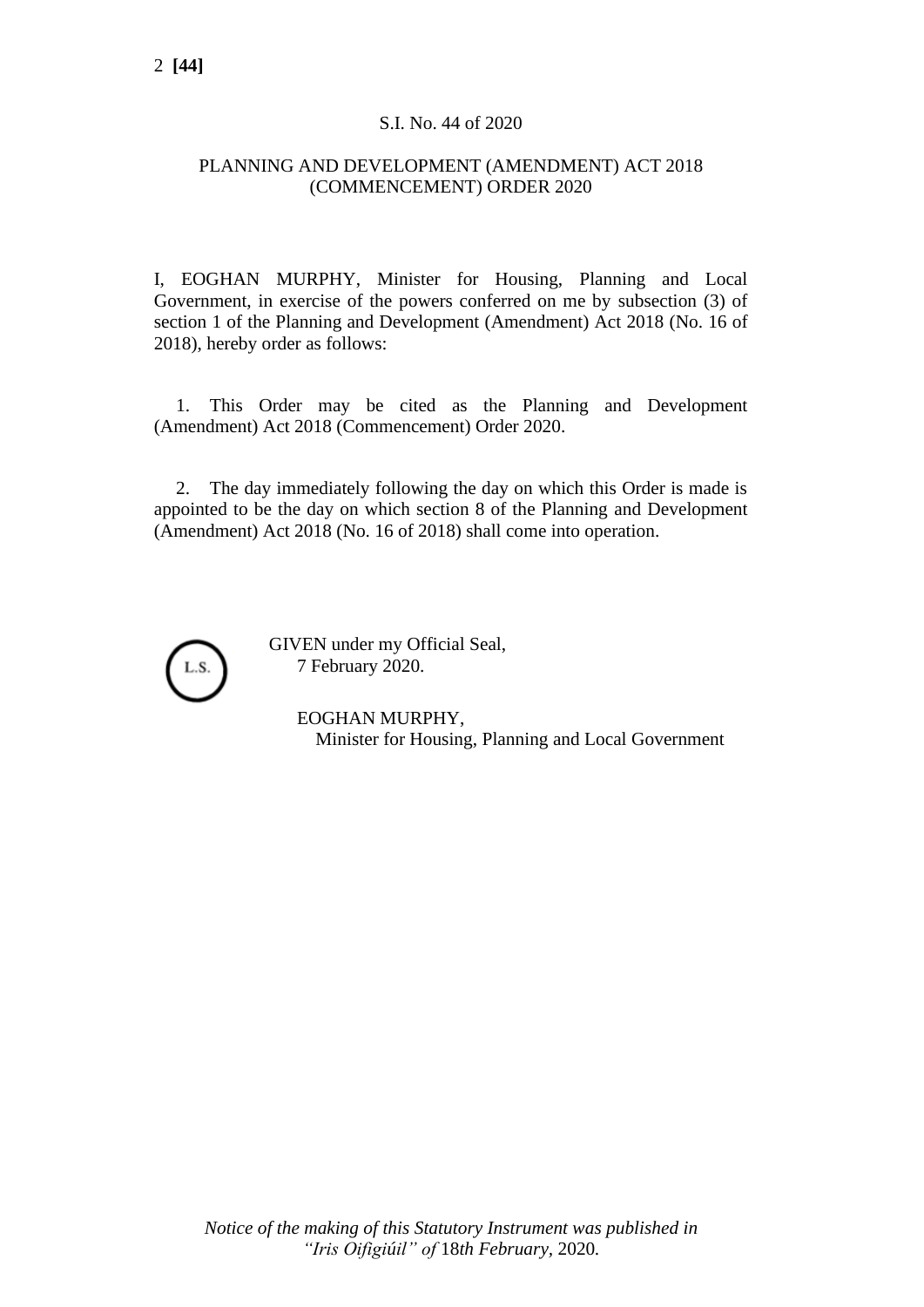S.I. No. 44 of 2020

PLANNING AND DEVELOPMENT (AMENDMENT) ACT 2018 (COMMENCEMENT) ORDER 2020

I, EOGHAN MURPHY, Minister for Housing, Planning and Local Government, in exercise of the powers conferred on me by subsection (3) of section 1 of the Planning and Development (Amendment) Act 2018 (No. 16 of 2018), hereby order as follows:

1. This Order may be cited as the Planning and Development (Amendment) Act 2018 (Commencement) Order 2020.

2. The day immediately following the day on which this Order is made is appointed to be the day on which section 8 of the Planning and Development (Amendment) Act 2018 (No. 16 of 2018) shall come into operation.

L.S.

GIVEN under my Official Seal,
7 February 2020.

EOGHAN MURPHY,
Minister for Housing, Planning and Local Government

*Notice of the making of this Statutory Instrument was published in "Iris Oifigiúil" of* 18*th February*, 2020.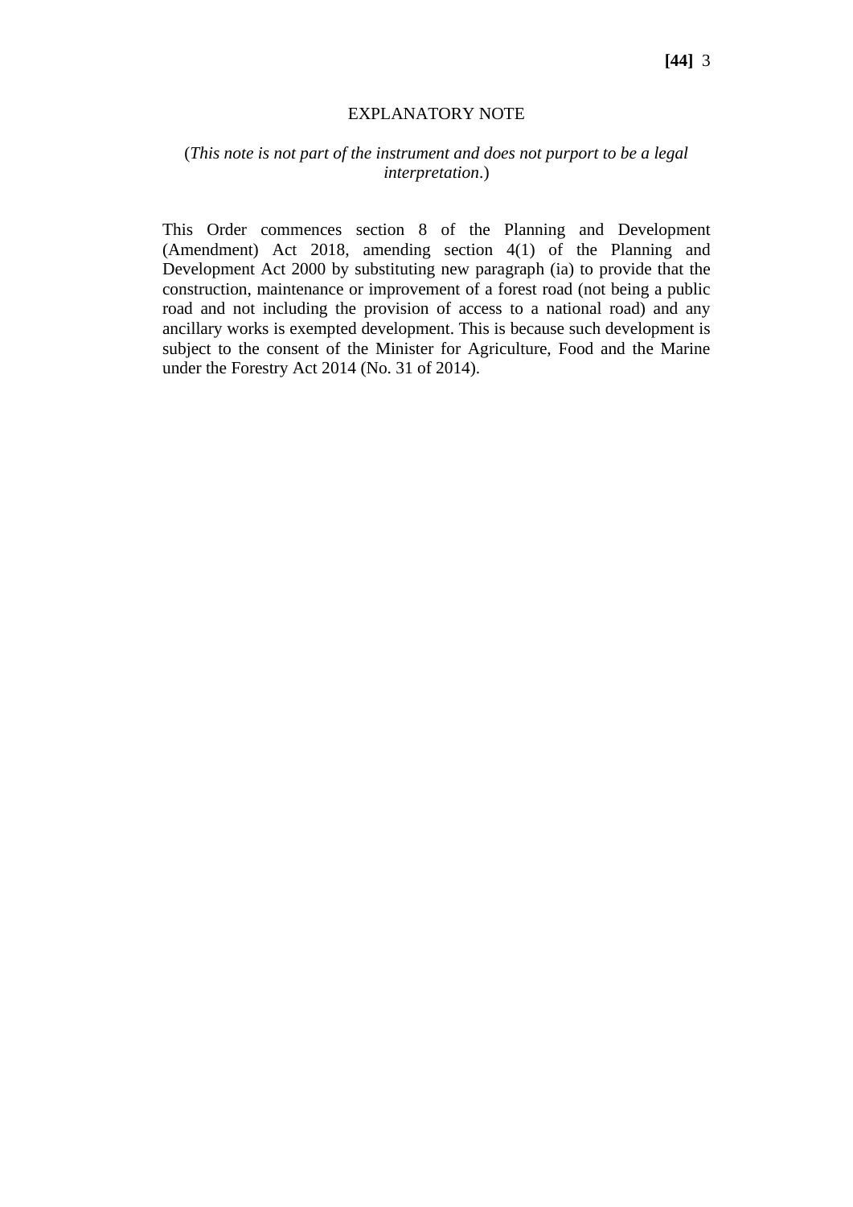EXPLANATORY NOTE

(*This note is not part of the instrument and does not purport to be a legal interpretation*.)

This Order commences section 8 of the Planning and Development (Amendment) Act 2018, amending section 4(1) of the Planning and Development Act 2000 by substituting new paragraph (ia) to provide that the construction, maintenance or improvement of a forest road (not being a public road and not including the provision of access to a national road) and any ancillary works is exempted development. This is because such development is subject to the consent of the Minister for Agriculture, Food and the Marine under the Forestry Act 2014 (No. 31 of 2014).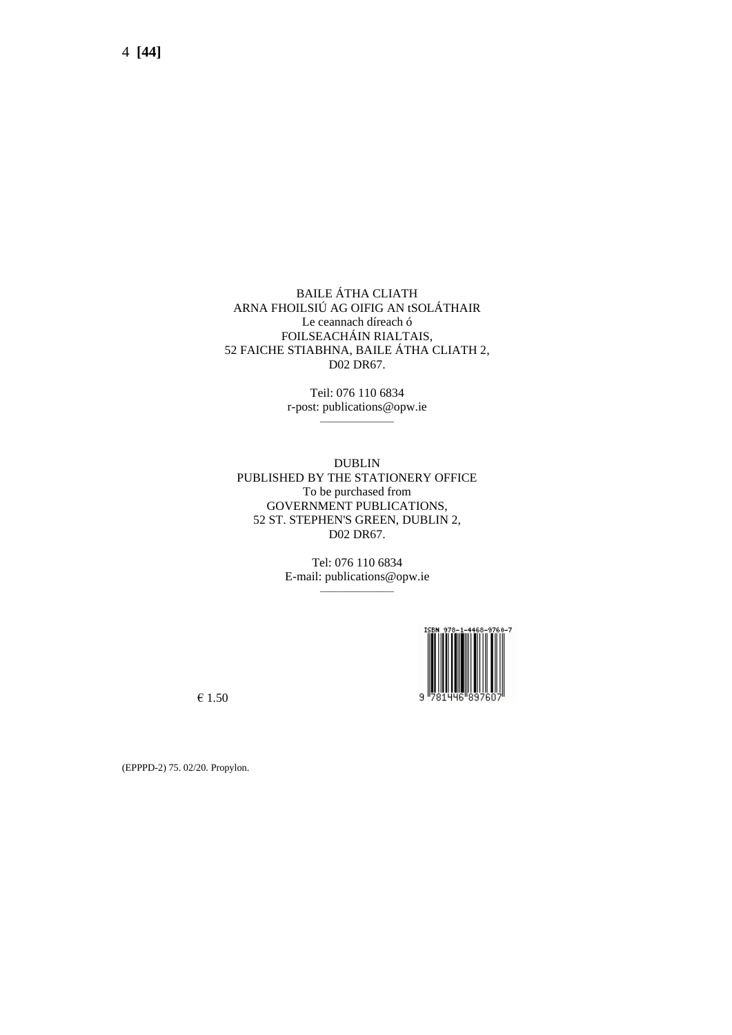BAILE ÁTHA CLIATH
ARNA FHOILSIÚ AG OIFIG AN tSOLÁTHAIR
Le ceannach díreach ó
FOILSEACHÁIN RIALTAIS,
52 FAICHE STIABHNA, BAILE ÁTHA CLIATH 2,
D02 DR67.

Teil: 076 110 6834
r-post: publications@opw.ie

---

DUBLIN
PUBLISHED BY THE STATIONERY OFFICE
To be purchased from
GOVERNMENT PUBLICATIONS,
52 ST. STEPHEN'S GREEN, DUBLIN 2,
D02 DR67.

Tel: 076 110 6834
E-mail: publications@opw.ie

---

ISBN 978-1-4468-9760-7

9 781446 897607

€ 1.50

(EPPPD-2) 75. 02/20. Propylon.